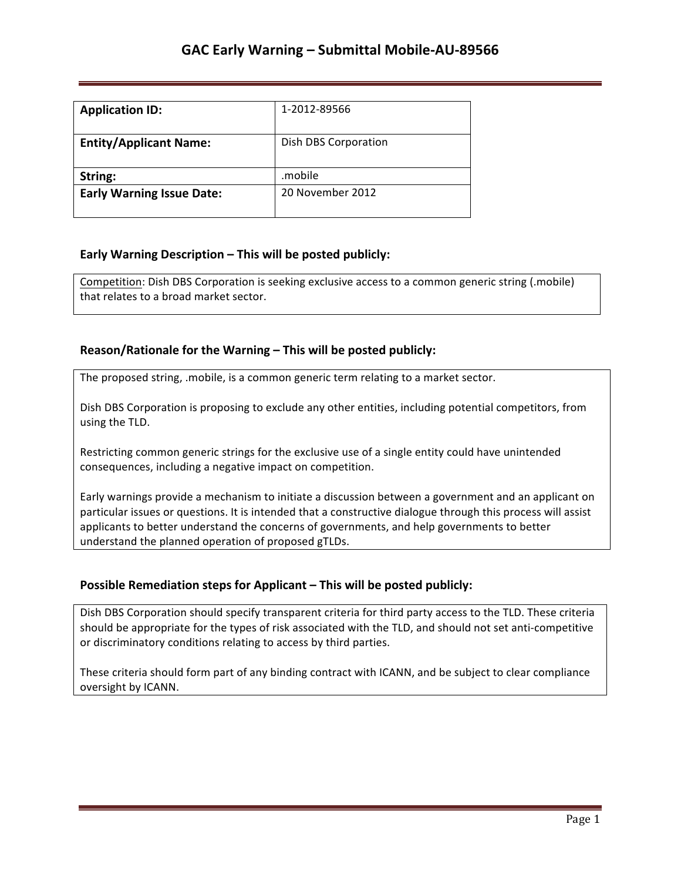# GAC Early Warning – Submittal Mobile-AU-89566

| **Application ID:** | 1-2012-89566 |
|---|---|
| **Entity/Applicant Name:** | Dish DBS Corporation |
| **String:** | .mobile |
| **Early Warning Issue Date:** | 20 November 2012 |

### Early Warning Description – This will be posted publicly:

Competition: Dish DBS Corporation is seeking exclusive access to a common generic string (.mobile) that relates to a broad market sector.

### Reason/Rationale for the Warning – This will be posted publicly:

The proposed string, .mobile, is a common generic term relating to a market sector.

Dish DBS Corporation is proposing to exclude any other entities, including potential competitors, from using the TLD.

Restricting common generic strings for the exclusive use of a single entity could have unintended consequences, including a negative impact on competition.

Early warnings provide a mechanism to initiate a discussion between a government and an applicant on particular issues or questions. It is intended that a constructive dialogue through this process will assist applicants to better understand the concerns of governments, and help governments to better understand the planned operation of proposed gTLDs.

### Possible Remediation steps for Applicant – This will be posted publicly:

Dish DBS Corporation should specify transparent criteria for third party access to the TLD. These criteria should be appropriate for the types of risk associated with the TLD, and should not set anti-competitive or discriminatory conditions relating to access by third parties.

These criteria should form part of any binding contract with ICANN, and be subject to clear compliance oversight by ICANN.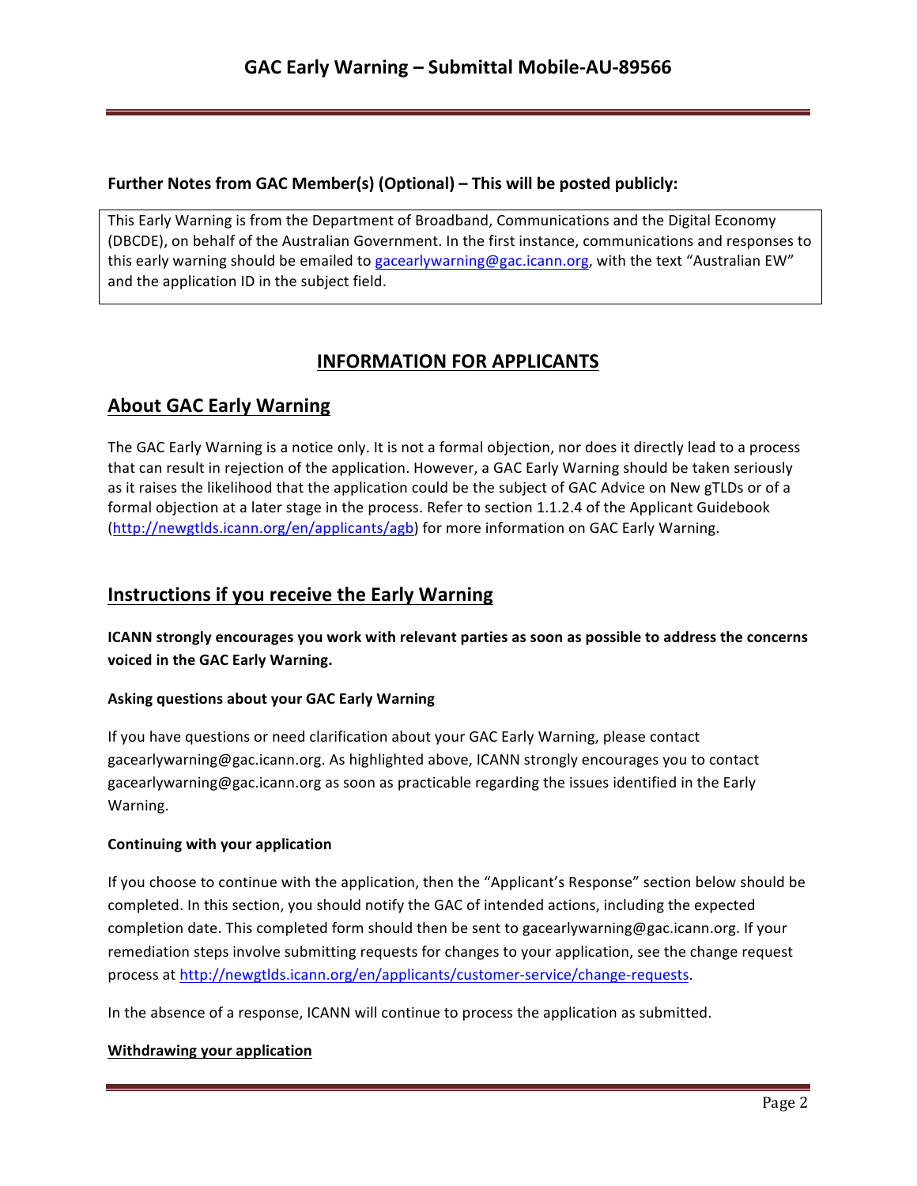**Further Notes from GAC Member(s) (Optional) – This will be posted publicly:**

This Early Warning is from the Department of Broadband, Communications and the Digital Economy (DBCDE), on behalf of the Australian Government. In the first instance, communications and responses to this early warning should be emailed to gacearlywarning@gac.icann.org, with the text "Australian EW" and the application ID in the subject field.

## INFORMATION FOR APPLICANTS

## About GAC Early Warning

The GAC Early Warning is a notice only. It is not a formal objection, nor does it directly lead to a process that can result in rejection of the application. However, a GAC Early Warning should be taken seriously as it raises the likelihood that the application could be the subject of GAC Advice on New gTLDs or of a formal objection at a later stage in the process. Refer to section 1.1.2.4 of the Applicant Guidebook (http://newgtlds.icann.org/en/applicants/agb) for more information on GAC Early Warning.

## Instructions if you receive the Early Warning

**ICANN strongly encourages you work with relevant parties as soon as possible to address the concerns voiced in the GAC Early Warning.**

#### Asking questions about your GAC Early Warning

If you have questions or need clarification about your GAC Early Warning, please contact gacearlywarning@gac.icann.org. As highlighted above, ICANN strongly encourages you to contact gacearlywarning@gac.icann.org as soon as practicable regarding the issues identified in the Early Warning.

#### Continuing with your application

If you choose to continue with the application, then the "Applicant's Response" section below should be completed. In this section, you should notify the GAC of intended actions, including the expected completion date. This completed form should then be sent to gacearlywarning@gac.icann.org. If your remediation steps involve submitting requests for changes to your application, see the change request process at http://newgtlds.icann.org/en/applicants/customer-service/change-requests.

In the absence of a response, ICANN will continue to process the application as submitted.

#### Withdrawing your application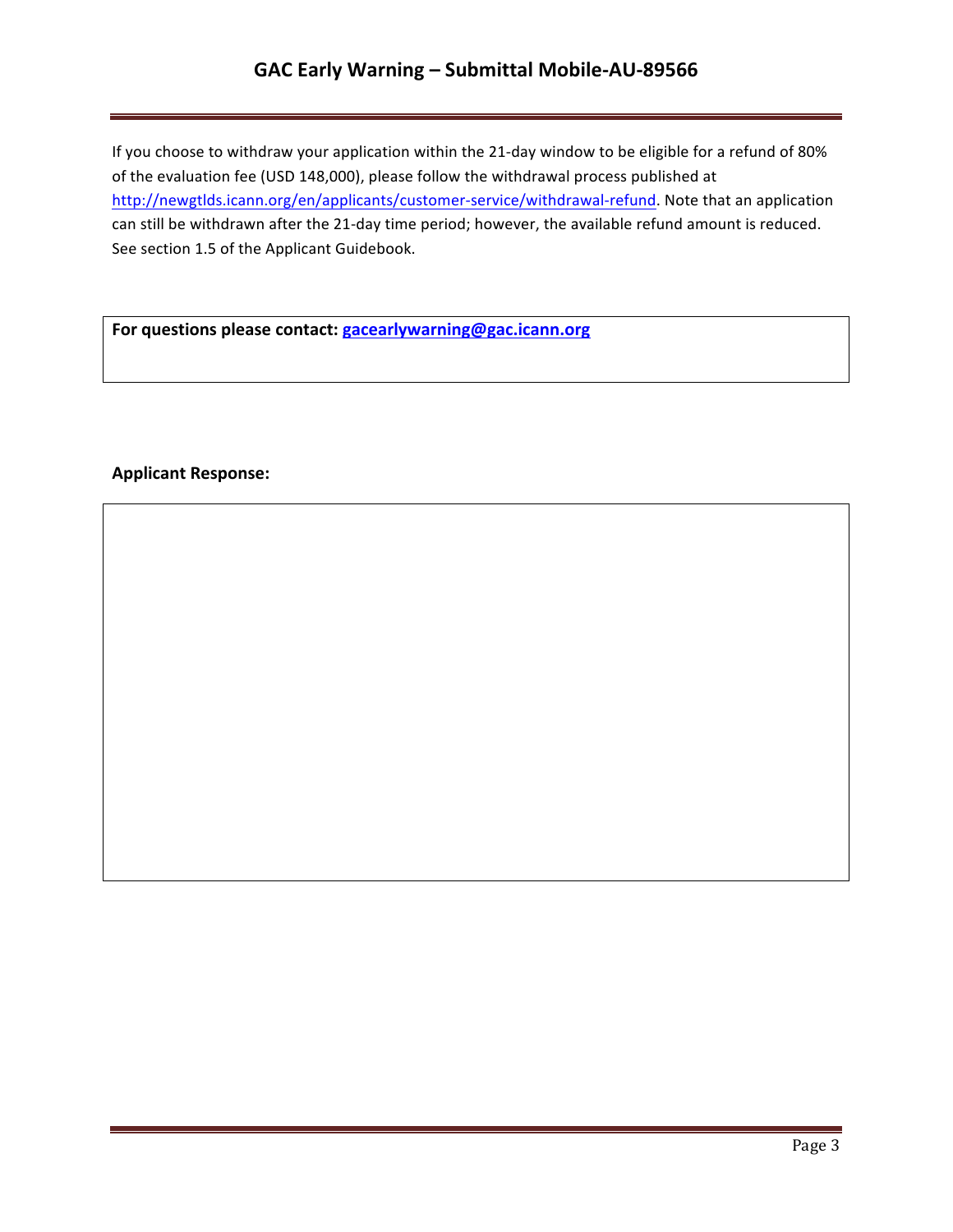If you choose to withdraw your application within the 21-day window to be eligible for a refund of 80% of the evaluation fee (USD 148,000), please follow the withdrawal process published at http://newgtlds.icann.org/en/applicants/customer-service/withdrawal-refund. Note that an application can still be withdrawn after the 21-day time period; however, the available refund amount is reduced. See section 1.5 of the Applicant Guidebook.

**For questions please contact: gacearlywarning@gac.icann.org**

**Applicant Response:**